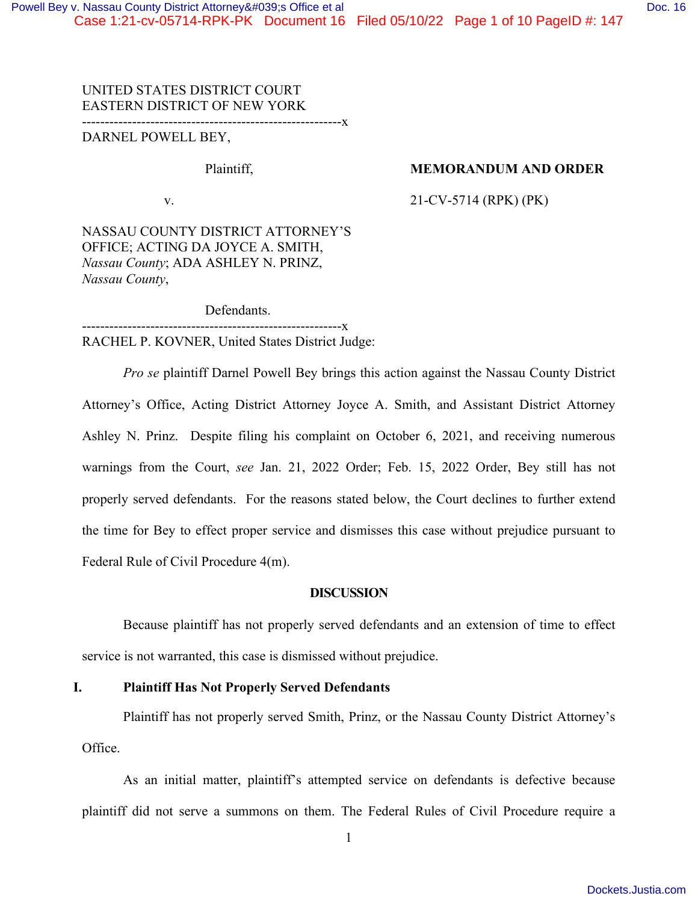UNITED STATES DISTRICT COURT
EASTERN DISTRICT OF NEW YORK

---------------------------------------------------------x

DARNEL POWELL BEY,

Plaintiff,

v.

NASSAU COUNTY DISTRICT ATTORNEY'S OFFICE; ACTING DA JOYCE A. SMITH, *Nassau County*; ADA ASHLEY N. PRINZ, *Nassau County*,

Defendants.

---------------------------------------------------------x

**MEMORANDUM AND ORDER**

21-CV-5714 (RPK) (PK)

RACHEL P. KOVNER, United States District Judge:

*Pro se* plaintiff Darnel Powell Bey brings this action against the Nassau County District Attorney's Office, Acting District Attorney Joyce A. Smith, and Assistant District Attorney Ashley N. Prinz. Despite filing his complaint on October 6, 2021, and receiving numerous warnings from the Court, *see* Jan. 21, 2022 Order; Feb. 15, 2022 Order, Bey still has not properly served defendants. For the reasons stated below, the Court declines to further extend the time for Bey to effect proper service and dismisses this case without prejudice pursuant to Federal Rule of Civil Procedure 4(m).

**DISCUSSION**

Because plaintiff has not properly served defendants and an extension of time to effect service is not warranted, this case is dismissed without prejudice.

**I. Plaintiff Has Not Properly Served Defendants**

Plaintiff has not properly served Smith, Prinz, or the Nassau County District Attorney's Office.

As an initial matter, plaintiff's attempted service on defendants is defective because plaintiff did not serve a summons on them. The Federal Rules of Civil Procedure require a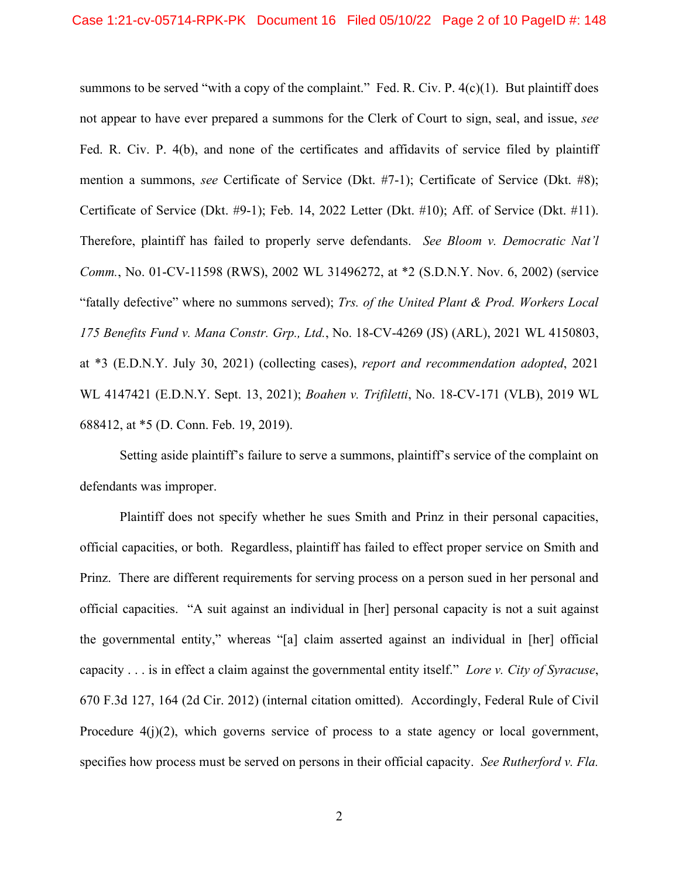summons to be served "with a copy of the complaint." Fed. R. Civ. P. 4(c)(1). But plaintiff does not appear to have ever prepared a summons for the Clerk of Court to sign, seal, and issue, *see* Fed. R. Civ. P. 4(b), and none of the certificates and affidavits of service filed by plaintiff mention a summons, *see* Certificate of Service (Dkt. #7-1); Certificate of Service (Dkt. #8); Certificate of Service (Dkt. #9-1); Feb. 14, 2022 Letter (Dkt. #10); Aff. of Service (Dkt. #11). Therefore, plaintiff has failed to properly serve defendants. *See Bloom v. Democratic Nat'l Comm.*, No. 01-CV-11598 (RWS), 2002 WL 31496272, at *2 (S.D.N.Y. Nov. 6, 2002) (service "fatally defective" where no summons served); *Trs. of the United Plant & Prod. Workers Local 175 Benefits Fund v. Mana Constr. Grp., Ltd.*, No. 18-CV-4269 (JS) (ARL), 2021 WL 4150803, at *3 (E.D.N.Y. July 30, 2021) (collecting cases), *report and recommendation adopted*, 2021 WL 4147421 (E.D.N.Y. Sept. 13, 2021); *Boahen v. Trifiletti*, No. 18-CV-171 (VLB), 2019 WL 688412, at *5 (D. Conn. Feb. 19, 2019).

Setting aside plaintiff's failure to serve a summons, plaintiff's service of the complaint on defendants was improper.

Plaintiff does not specify whether he sues Smith and Prinz in their personal capacities, official capacities, or both. Regardless, plaintiff has failed to effect proper service on Smith and Prinz. There are different requirements for serving process on a person sued in her personal and official capacities. "A suit against an individual in [her] personal capacity is not a suit against the governmental entity," whereas "[a] claim asserted against an individual in [her] official capacity . . . is in effect a claim against the governmental entity itself." *Lore v. City of Syracuse*, 670 F.3d 127, 164 (2d Cir. 2012) (internal citation omitted). Accordingly, Federal Rule of Civil Procedure 4(j)(2), which governs service of process to a state agency or local government, specifies how process must be served on persons in their official capacity. *See Rutherford v. Fla.*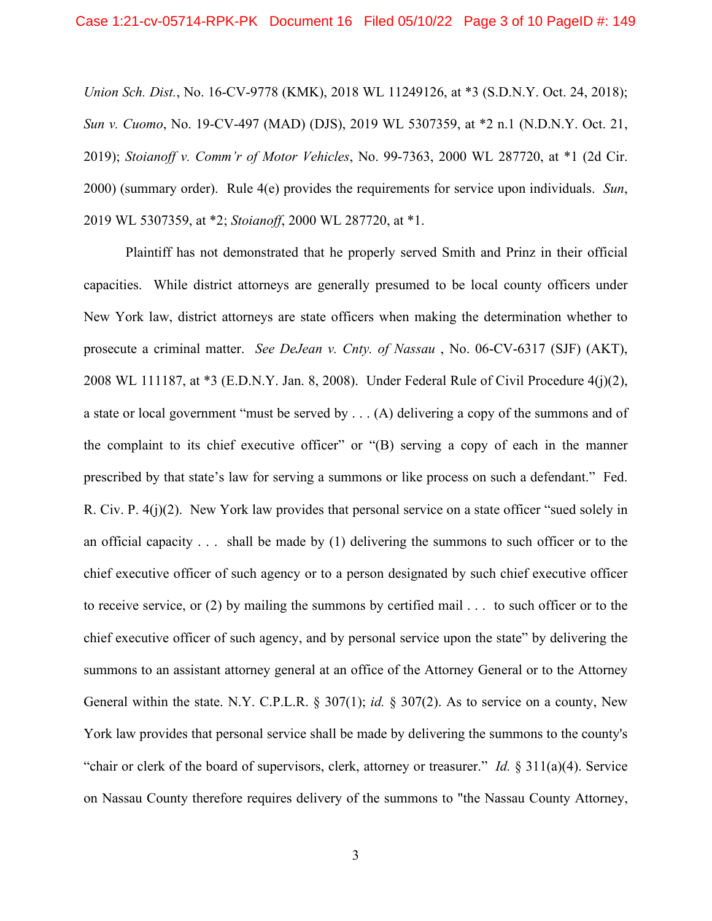*Union Sch. Dist.*, No. 16-CV-9778 (KMK), 2018 WL 11249126, at *3 (S.D.N.Y. Oct. 24, 2018); *Sun v. Cuomo*, No. 19-CV-497 (MAD) (DJS), 2019 WL 5307359, at *2 n.1 (N.D.N.Y. Oct. 21, 2019); *Stoianoff v. Comm'r of Motor Vehicles*, No. 99-7363, 2000 WL 287720, at *1 (2d Cir. 2000) (summary order). Rule 4(e) provides the requirements for service upon individuals. *Sun*, 2019 WL 5307359, at *2; *Stoianoff*, 2000 WL 287720, at *1.

Plaintiff has not demonstrated that he properly served Smith and Prinz in their official capacities. While district attorneys are generally presumed to be local county officers under New York law, district attorneys are state officers when making the determination whether to prosecute a criminal matter. *See DeJean v. Cnty. of Nassau* , No. 06-CV-6317 (SJF) (AKT), 2008 WL 111187, at *3 (E.D.N.Y. Jan. 8, 2008). Under Federal Rule of Civil Procedure 4(j)(2), a state or local government "must be served by . . . (A) delivering a copy of the summons and of the complaint to its chief executive officer" or "(B) serving a copy of each in the manner prescribed by that state's law for serving a summons or like process on such a defendant." Fed. R. Civ. P. 4(j)(2). New York law provides that personal service on a state officer "sued solely in an official capacity . . . shall be made by (1) delivering the summons to such officer or to the chief executive officer of such agency or to a person designated by such chief executive officer to receive service, or (2) by mailing the summons by certified mail . . . to such officer or to the chief executive officer of such agency, and by personal service upon the state" by delivering the summons to an assistant attorney general at an office of the Attorney General or to the Attorney General within the state. N.Y. C.P.L.R. § 307(1); *id.* § 307(2). As to service on a county, New York law provides that personal service shall be made by delivering the summons to the county's "chair or clerk of the board of supervisors, clerk, attorney or treasurer." *Id.* § 311(a)(4). Service on Nassau County therefore requires delivery of the summons to "the Nassau County Attorney,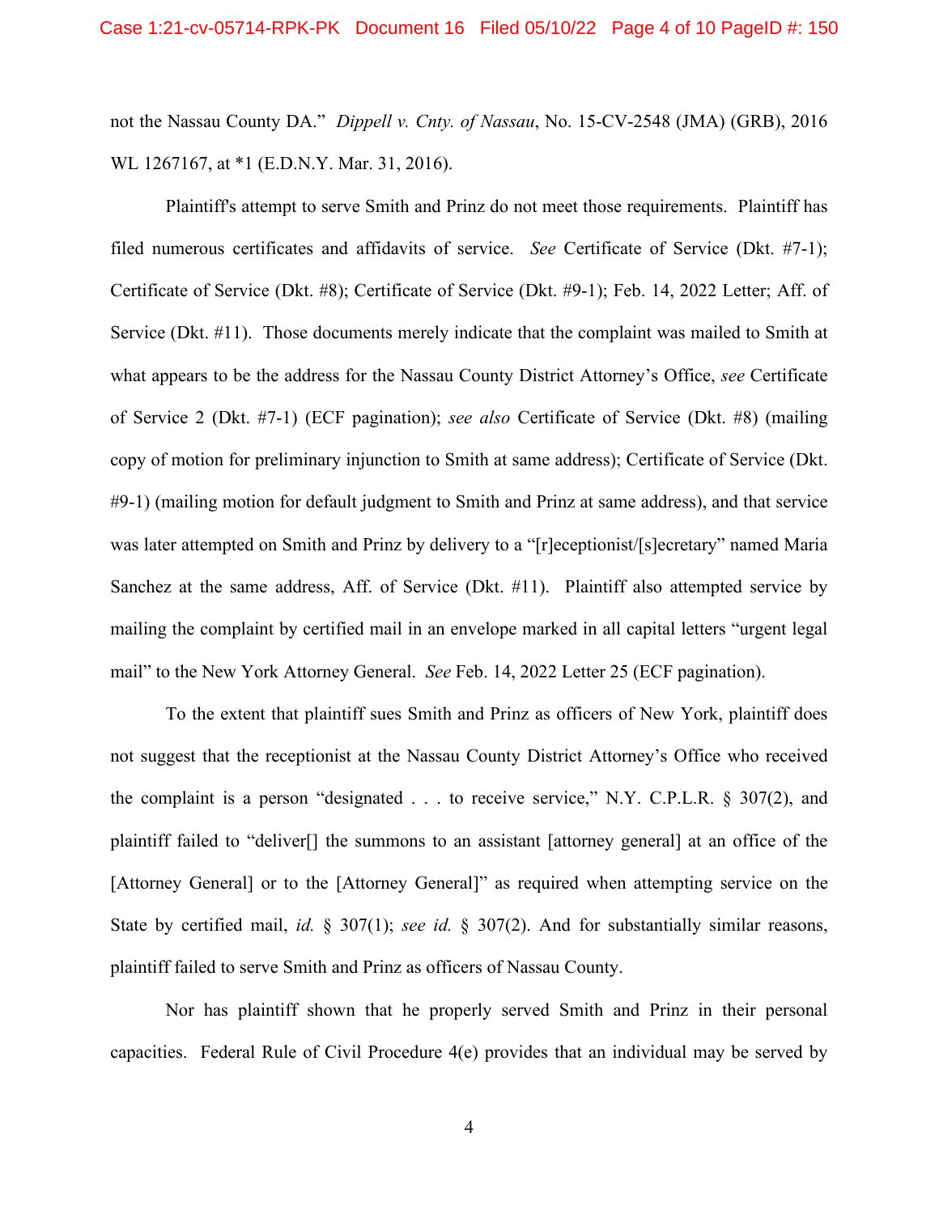not the Nassau County DA." *Dippell v. Cnty. of Nassau*, No. 15-CV-2548 (JMA) (GRB), 2016 WL 1267167, at *1 (E.D.N.Y. Mar. 31, 2016).

Plaintiff's attempt to serve Smith and Prinz do not meet those requirements. Plaintiff has filed numerous certificates and affidavits of service. *See* Certificate of Service (Dkt. #7-1); Certificate of Service (Dkt. #8); Certificate of Service (Dkt. #9-1); Feb. 14, 2022 Letter; Aff. of Service (Dkt. #11). Those documents merely indicate that the complaint was mailed to Smith at what appears to be the address for the Nassau County District Attorney's Office, *see* Certificate of Service 2 (Dkt. #7-1) (ECF pagination); *see also* Certificate of Service (Dkt. #8) (mailing copy of motion for preliminary injunction to Smith at same address); Certificate of Service (Dkt. #9-1) (mailing motion for default judgment to Smith and Prinz at same address), and that service was later attempted on Smith and Prinz by delivery to a "[r]eceptionist/[s]ecretary" named Maria Sanchez at the same address, Aff. of Service (Dkt. #11). Plaintiff also attempted service by mailing the complaint by certified mail in an envelope marked in all capital letters "urgent legal mail" to the New York Attorney General. *See* Feb. 14, 2022 Letter 25 (ECF pagination).

To the extent that plaintiff sues Smith and Prinz as officers of New York, plaintiff does not suggest that the receptionist at the Nassau County District Attorney's Office who received the complaint is a person "designated . . . to receive service," N.Y. C.P.L.R. § 307(2), and plaintiff failed to "deliver[] the summons to an assistant [attorney general] at an office of the [Attorney General] or to the [Attorney General]" as required when attempting service on the State by certified mail, *id.* § 307(1); *see id.* § 307(2). And for substantially similar reasons, plaintiff failed to serve Smith and Prinz as officers of Nassau County.

Nor has plaintiff shown that he properly served Smith and Prinz in their personal capacities. Federal Rule of Civil Procedure 4(e) provides that an individual may be served by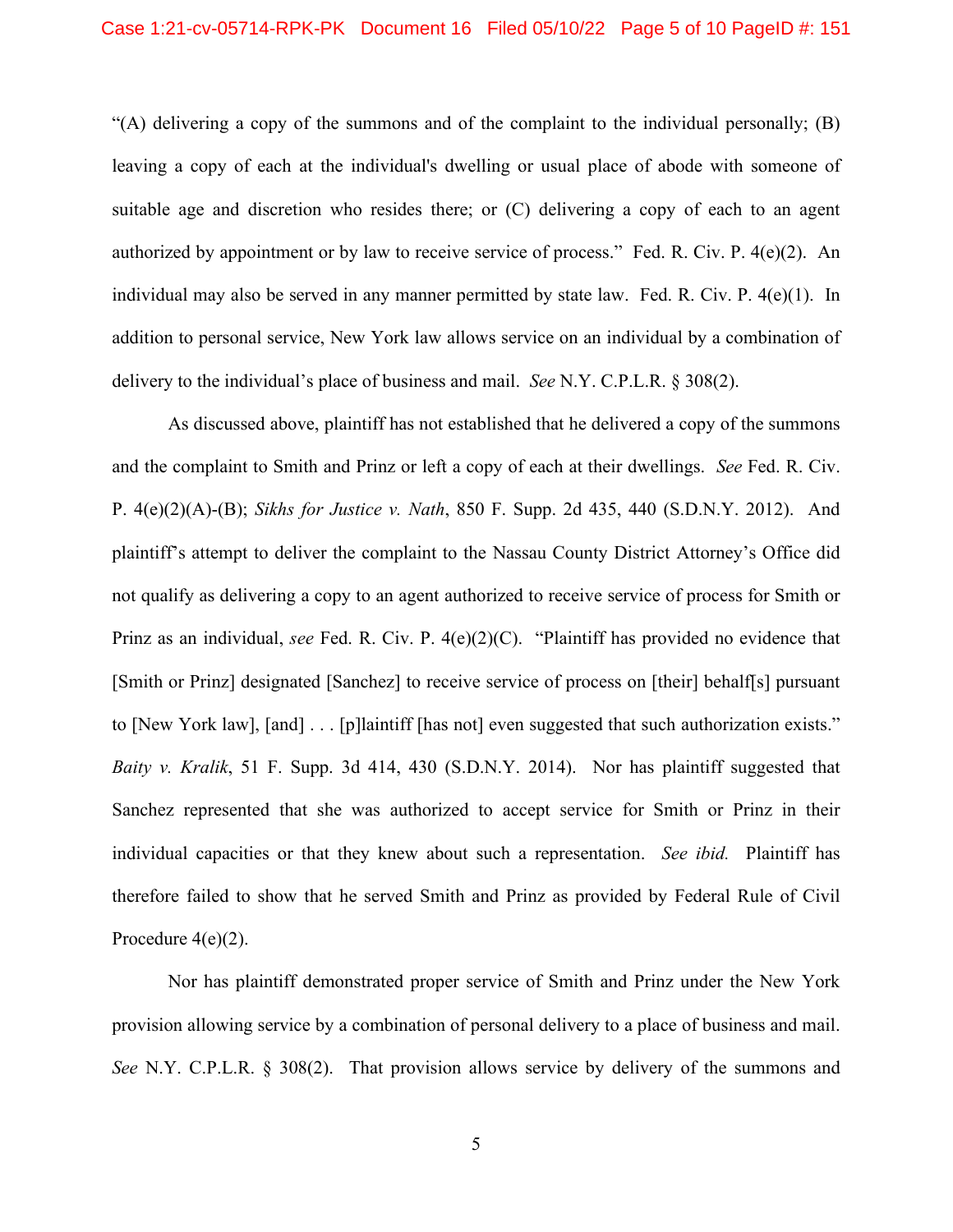"(A) delivering a copy of the summons and of the complaint to the individual personally; (B) leaving a copy of each at the individual's dwelling or usual place of abode with someone of suitable age and discretion who resides there; or (C) delivering a copy of each to an agent authorized by appointment or by law to receive service of process." Fed. R. Civ. P. 4(e)(2). An individual may also be served in any manner permitted by state law. Fed. R. Civ. P. 4(e)(1). In addition to personal service, New York law allows service on an individual by a combination of delivery to the individual's place of business and mail. *See* N.Y. C.P.L.R. § 308(2).

As discussed above, plaintiff has not established that he delivered a copy of the summons and the complaint to Smith and Prinz or left a copy of each at their dwellings. *See* Fed. R. Civ. P. 4(e)(2)(A)-(B); *Sikhs for Justice v. Nath*, 850 F. Supp. 2d 435, 440 (S.D.N.Y. 2012). And plaintiff's attempt to deliver the complaint to the Nassau County District Attorney's Office did not qualify as delivering a copy to an agent authorized to receive service of process for Smith or Prinz as an individual, *see* Fed. R. Civ. P. 4(e)(2)(C). "Plaintiff has provided no evidence that [Smith or Prinz] designated [Sanchez] to receive service of process on [their] behalf[s] pursuant to [New York law], [and] . . . [p]laintiff [has not] even suggested that such authorization exists." *Baity v. Kralik*, 51 F. Supp. 3d 414, 430 (S.D.N.Y. 2014). Nor has plaintiff suggested that Sanchez represented that she was authorized to accept service for Smith or Prinz in their individual capacities or that they knew about such a representation. *See ibid.* Plaintiff has therefore failed to show that he served Smith and Prinz as provided by Federal Rule of Civil Procedure 4(e)(2).

Nor has plaintiff demonstrated proper service of Smith and Prinz under the New York provision allowing service by a combination of personal delivery to a place of business and mail. *See* N.Y. C.P.L.R. § 308(2). That provision allows service by delivery of the summons and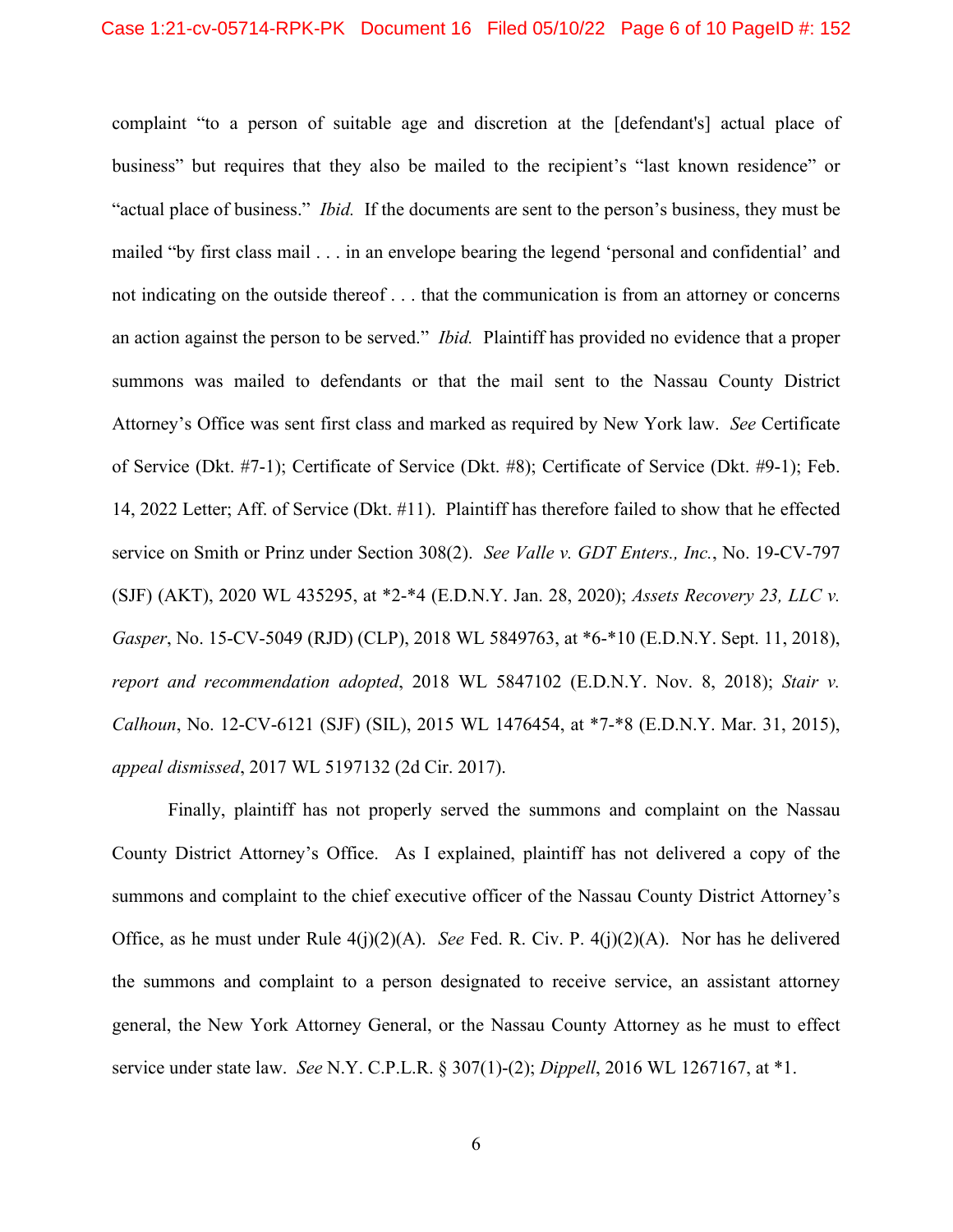complaint "to a person of suitable age and discretion at the [defendant's] actual place of business" but requires that they also be mailed to the recipient's "last known residence" or "actual place of business." *Ibid.* If the documents are sent to the person's business, they must be mailed "by first class mail . . . in an envelope bearing the legend 'personal and confidential' and not indicating on the outside thereof . . . that the communication is from an attorney or concerns an action against the person to be served." *Ibid.* Plaintiff has provided no evidence that a proper summons was mailed to defendants or that the mail sent to the Nassau County District Attorney's Office was sent first class and marked as required by New York law. *See* Certificate of Service (Dkt. #7-1); Certificate of Service (Dkt. #8); Certificate of Service (Dkt. #9-1); Feb. 14, 2022 Letter; Aff. of Service (Dkt. #11). Plaintiff has therefore failed to show that he effected service on Smith or Prinz under Section 308(2). *See Valle v. GDT Enters., Inc.*, No. 19-CV-797 (SJF) (AKT), 2020 WL 435295, at *2-*4 (E.D.N.Y. Jan. 28, 2020); *Assets Recovery 23, LLC v. Gasper*, No. 15-CV-5049 (RJD) (CLP), 2018 WL 5849763, at *6-*10 (E.D.N.Y. Sept. 11, 2018), *report and recommendation adopted*, 2018 WL 5847102 (E.D.N.Y. Nov. 8, 2018); *Stair v. Calhoun*, No. 12-CV-6121 (SJF) (SIL), 2015 WL 1476454, at *7-*8 (E.D.N.Y. Mar. 31, 2015), *appeal dismissed*, 2017 WL 5197132 (2d Cir. 2017).

Finally, plaintiff has not properly served the summons and complaint on the Nassau County District Attorney's Office. As I explained, plaintiff has not delivered a copy of the summons and complaint to the chief executive officer of the Nassau County District Attorney's Office, as he must under Rule 4(j)(2)(A). *See* Fed. R. Civ. P. 4(j)(2)(A). Nor has he delivered the summons and complaint to a person designated to receive service, an assistant attorney general, the New York Attorney General, or the Nassau County Attorney as he must to effect service under state law. *See* N.Y. C.P.L.R. § 307(1)-(2); *Dippell*, 2016 WL 1267167, at *1.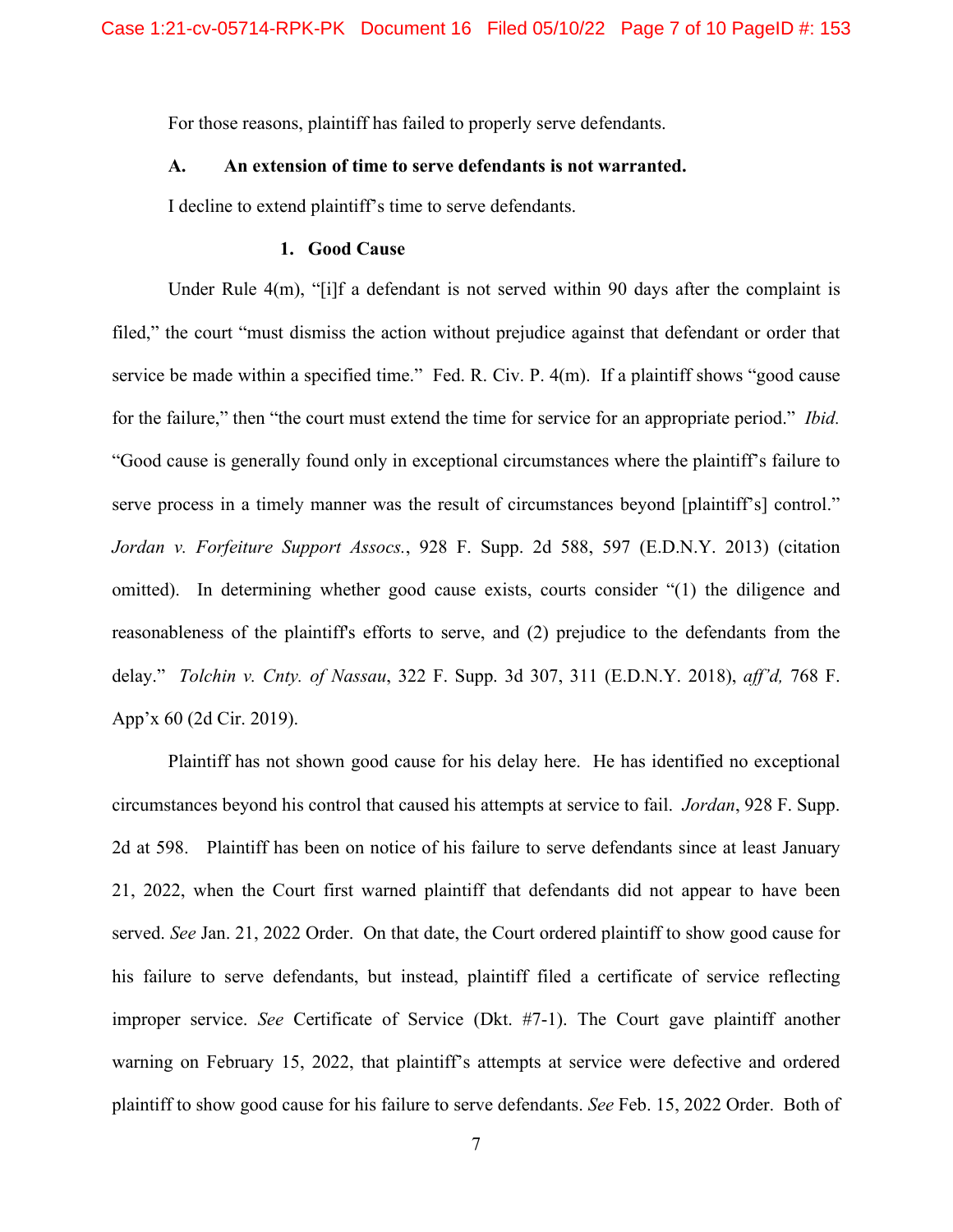For those reasons, plaintiff has failed to properly serve defendants.

### A. An extension of time to serve defendants is not warranted.

I decline to extend plaintiff's time to serve defendants.

#### 1. Good Cause

Under Rule 4(m), "[i]f a defendant is not served within 90 days after the complaint is filed," the court "must dismiss the action without prejudice against that defendant or order that service be made within a specified time." Fed. R. Civ. P. 4(m). If a plaintiff shows "good cause for the failure," then "the court must extend the time for service for an appropriate period." *Ibid.* "Good cause is generally found only in exceptional circumstances where the plaintiff's failure to serve process in a timely manner was the result of circumstances beyond [plaintiff's] control." *Jordan v. Forfeiture Support Assocs.*, 928 F. Supp. 2d 588, 597 (E.D.N.Y. 2013) (citation omitted). In determining whether good cause exists, courts consider "(1) the diligence and reasonableness of the plaintiff's efforts to serve, and (2) prejudice to the defendants from the delay." *Tolchin v. Cnty. of Nassau*, 322 F. Supp. 3d 307, 311 (E.D.N.Y. 2018), *aff'd,* 768 F. App'x 60 (2d Cir. 2019).

Plaintiff has not shown good cause for his delay here. He has identified no exceptional circumstances beyond his control that caused his attempts at service to fail. *Jordan*, 928 F. Supp. 2d at 598. Plaintiff has been on notice of his failure to serve defendants since at least January 21, 2022, when the Court first warned plaintiff that defendants did not appear to have been served. *See* Jan. 21, 2022 Order. On that date, the Court ordered plaintiff to show good cause for his failure to serve defendants, but instead, plaintiff filed a certificate of service reflecting improper service. *See* Certificate of Service (Dkt. #7-1). The Court gave plaintiff another warning on February 15, 2022, that plaintiff's attempts at service were defective and ordered plaintiff to show good cause for his failure to serve defendants. *See* Feb. 15, 2022 Order. Both of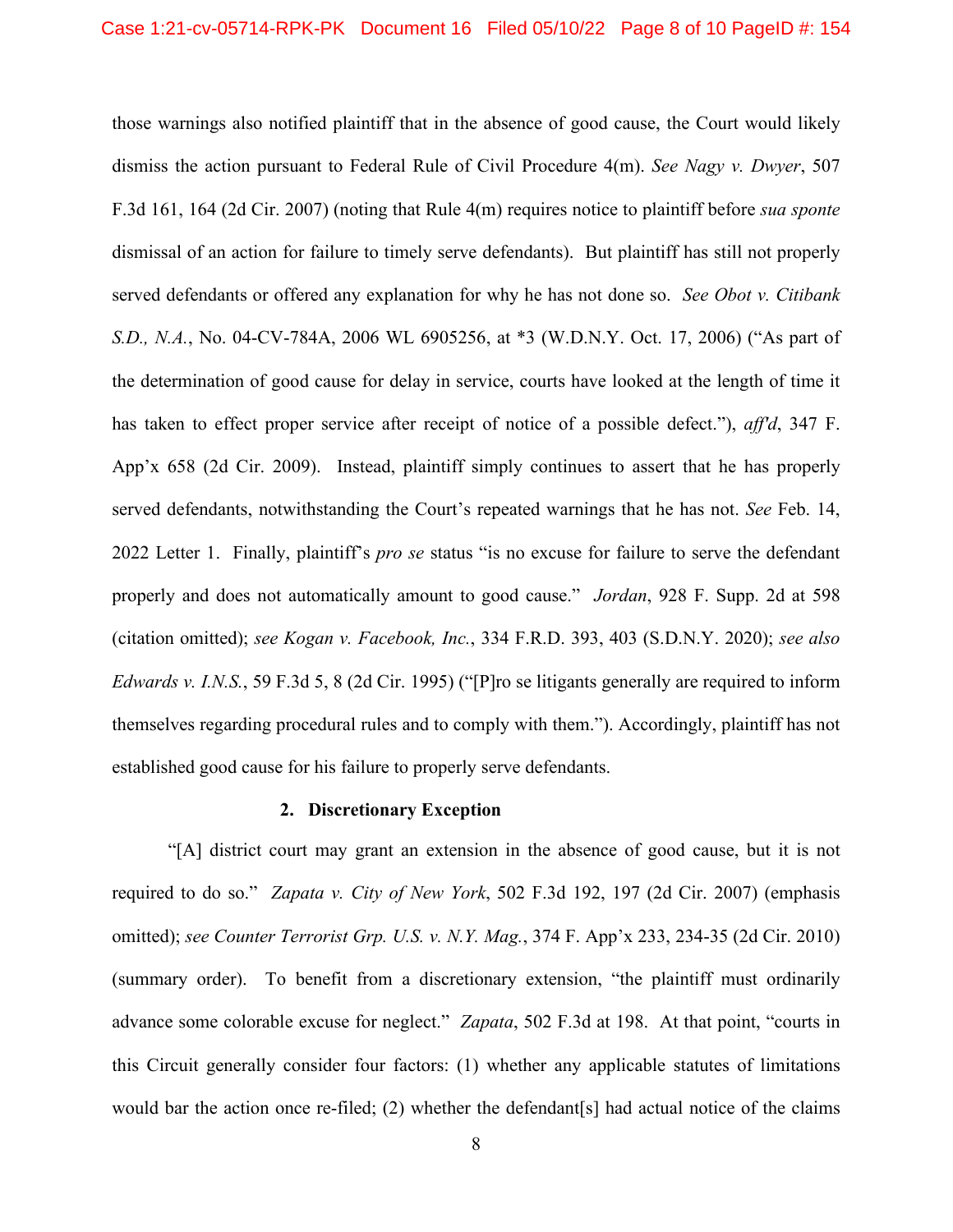those warnings also notified plaintiff that in the absence of good cause, the Court would likely dismiss the action pursuant to Federal Rule of Civil Procedure 4(m). *See Nagy v. Dwyer*, 507 F.3d 161, 164 (2d Cir. 2007) (noting that Rule 4(m) requires notice to plaintiff before *sua sponte* dismissal of an action for failure to timely serve defendants). But plaintiff has still not properly served defendants or offered any explanation for why he has not done so. *See Obot v. Citibank S.D., N.A.*, No. 04-CV-784A, 2006 WL 6905256, at *3 (W.D.N.Y. Oct. 17, 2006) ("As part of the determination of good cause for delay in service, courts have looked at the length of time it has taken to effect proper service after receipt of notice of a possible defect."), *aff'd*, 347 F. App'x 658 (2d Cir. 2009). Instead, plaintiff simply continues to assert that he has properly served defendants, notwithstanding the Court's repeated warnings that he has not. *See* Feb. 14, 2022 Letter 1. Finally, plaintiff's *pro se* status "is no excuse for failure to serve the defendant properly and does not automatically amount to good cause." *Jordan*, 928 F. Supp. 2d at 598 (citation omitted); *see Kogan v. Facebook, Inc.*, 334 F.R.D. 393, 403 (S.D.N.Y. 2020); *see also Edwards v. I.N.S.*, 59 F.3d 5, 8 (2d Cir. 1995) ("[P]ro se litigants generally are required to inform themselves regarding procedural rules and to comply with them."). Accordingly, plaintiff has not established good cause for his failure to properly serve defendants.

### 2. Discretionary Exception

"[A] district court may grant an extension in the absence of good cause, but it is not required to do so." *Zapata v. City of New York*, 502 F.3d 192, 197 (2d Cir. 2007) (emphasis omitted); *see Counter Terrorist Grp. U.S. v. N.Y. Mag.*, 374 F. App'x 233, 234-35 (2d Cir. 2010) (summary order). To benefit from a discretionary extension, "the plaintiff must ordinarily advance some colorable excuse for neglect." *Zapata*, 502 F.3d at 198. At that point, "courts in this Circuit generally consider four factors: (1) whether any applicable statutes of limitations would bar the action once re-filed; (2) whether the defendant[s] had actual notice of the claims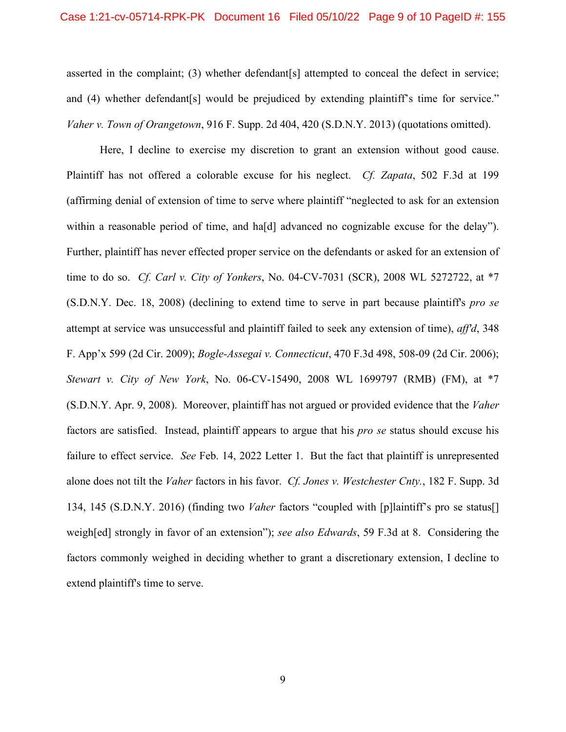asserted in the complaint; (3) whether defendant[s] attempted to conceal the defect in service; and (4) whether defendant[s] would be prejudiced by extending plaintiff's time for service." *Vaher v. Town of Orangetown*, 916 F. Supp. 2d 404, 420 (S.D.N.Y. 2013) (quotations omitted).

Here, I decline to exercise my discretion to grant an extension without good cause. Plaintiff has not offered a colorable excuse for his neglect. *Cf. Zapata*, 502 F.3d at 199 (affirming denial of extension of time to serve where plaintiff "neglected to ask for an extension within a reasonable period of time, and ha[d] advanced no cognizable excuse for the delay"). Further, plaintiff has never effected proper service on the defendants or asked for an extension of time to do so. *Cf. Carl v. City of Yonkers*, No. 04-CV-7031 (SCR), 2008 WL 5272722, at *7 (S.D.N.Y. Dec. 18, 2008) (declining to extend time to serve in part because plaintiff's *pro se* attempt at service was unsuccessful and plaintiff failed to seek any extension of time), *aff'd*, 348 F. App'x 599 (2d Cir. 2009); *Bogle-Assegai v. Connecticut*, 470 F.3d 498, 508-09 (2d Cir. 2006); *Stewart v. City of New York*, No. 06-CV-15490, 2008 WL 1699797 (RMB) (FM), at *7 (S.D.N.Y. Apr. 9, 2008). Moreover, plaintiff has not argued or provided evidence that the *Vaher* factors are satisfied. Instead, plaintiff appears to argue that his *pro se* status should excuse his failure to effect service. *See* Feb. 14, 2022 Letter 1. But the fact that plaintiff is unrepresented alone does not tilt the *Vaher* factors in his favor. *Cf. Jones v. Westchester Cnty.*, 182 F. Supp. 3d 134, 145 (S.D.N.Y. 2016) (finding two *Vaher* factors "coupled with [p]laintiff's pro se status[] weigh[ed] strongly in favor of an extension"); *see also Edwards*, 59 F.3d at 8. Considering the factors commonly weighed in deciding whether to grant a discretionary extension, I decline to extend plaintiff's time to serve.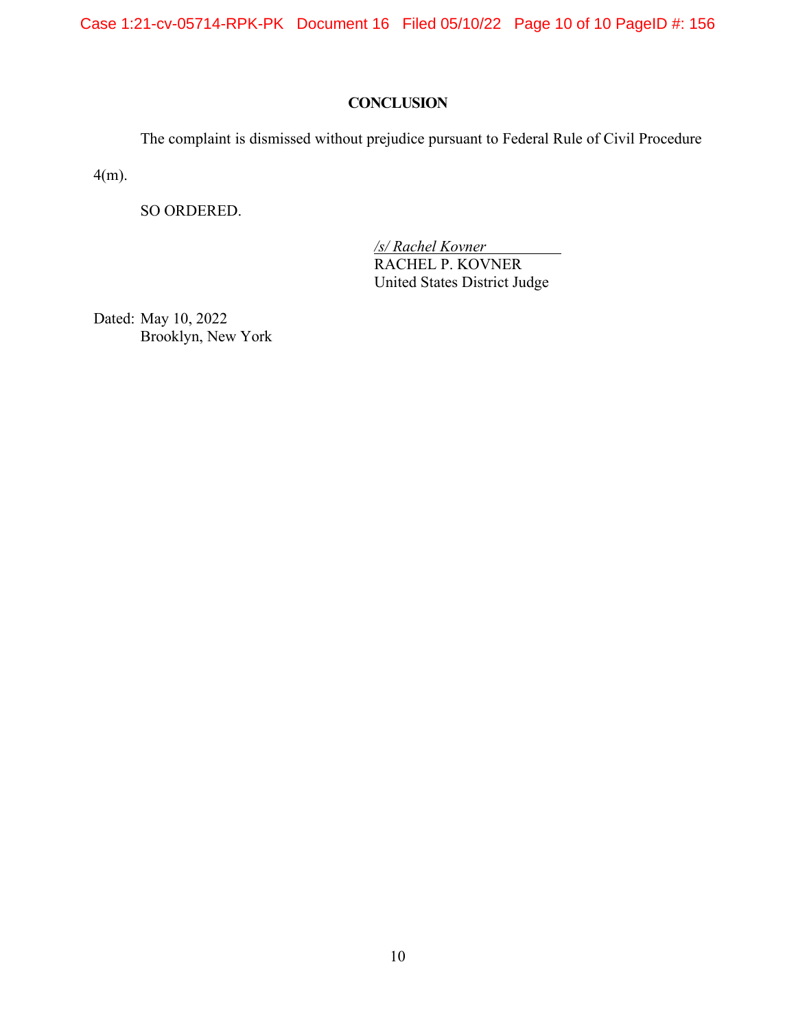## CONCLUSION

The complaint is dismissed without prejudice pursuant to Federal Rule of Civil Procedure 4(m).

SO ORDERED.

*/s/ Rachel Kovner*
RACHEL P. KOVNER
United States District Judge

Dated: May 10, 2022
Brooklyn, New York